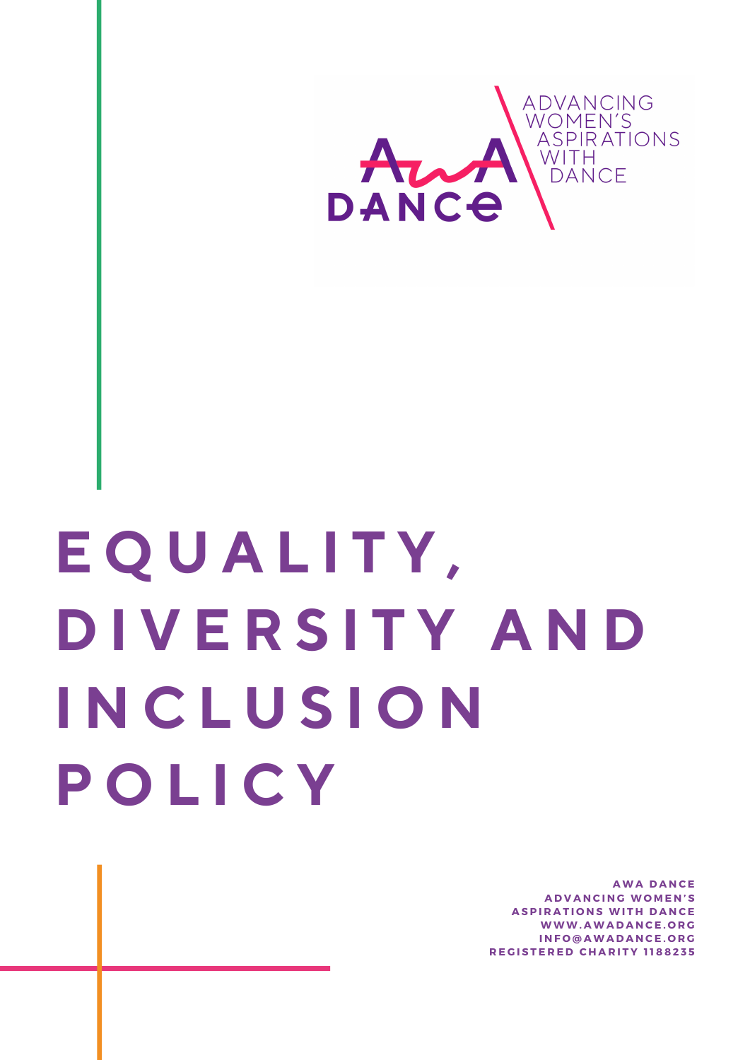AWA DANCE

ADVANCING WOMEN'S ASPIRATIONS WITH DANCE

# EQUALITY, DIVERSITY AND INCLUSION POLICY

**AWA DANCE**
**ADVANCING WOMEN'S ASPIRATIONS WITH DANCE**
**WWW.AWADANCE.ORG**
**INFO@AWADANCE.ORG**
**REGISTERED CHARITY 1188235**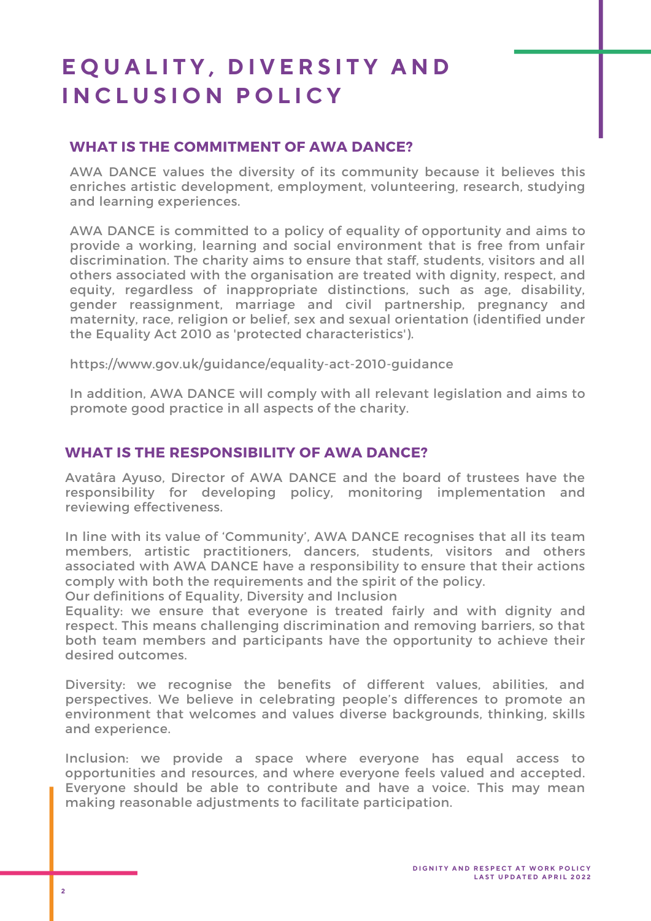# EQUALITY, DIVERSITY AND INCLUSION POLICY

## WHAT IS THE COMMITMENT OF AWA DANCE?

AWA DANCE values the diversity of its community because it believes this enriches artistic development, employment, volunteering, research, studying and learning experiences.

AWA DANCE is committed to a policy of equality of opportunity and aims to provide a working, learning and social environment that is free from unfair discrimination. The charity aims to ensure that staff, students, visitors and all others associated with the organisation are treated with dignity, respect, and equity, regardless of inappropriate distinctions, such as age, disability, gender reassignment, marriage and civil partnership, pregnancy and maternity, race, religion or belief, sex and sexual orientation (identified under the Equality Act 2010 as 'protected characteristics').

https://www.gov.uk/guidance/equality-act-2010-guidance

In addition, AWA DANCE will comply with all relevant legislation and aims to promote good practice in all aspects of the charity.

## WHAT IS THE RESPONSIBILITY OF AWA DANCE?

Avatâra Ayuso, Director of AWA DANCE and the board of trustees have the responsibility for developing policy, monitoring implementation and reviewing effectiveness.

In line with its value of 'Community', AWA DANCE recognises that all its team members, artistic practitioners, dancers, students, visitors and others associated with AWA DANCE have a responsibility to ensure that their actions comply with both the requirements and the spirit of the policy.

Our definitions of Equality, Diversity and Inclusion

Equality: we ensure that everyone is treated fairly and with dignity and respect. This means challenging discrimination and removing barriers, so that both team members and participants have the opportunity to achieve their desired outcomes.

Diversity: we recognise the benefits of different values, abilities, and perspectives. We believe in celebrating people's differences to promote an environment that welcomes and values diverse backgrounds, thinking, skills and experience.

Inclusion: we provide a space where everyone has equal access to opportunities and resources, and where everyone feels valued and accepted. Everyone should be able to contribute and have a voice. This may mean making reasonable adjustments to facilitate participation.